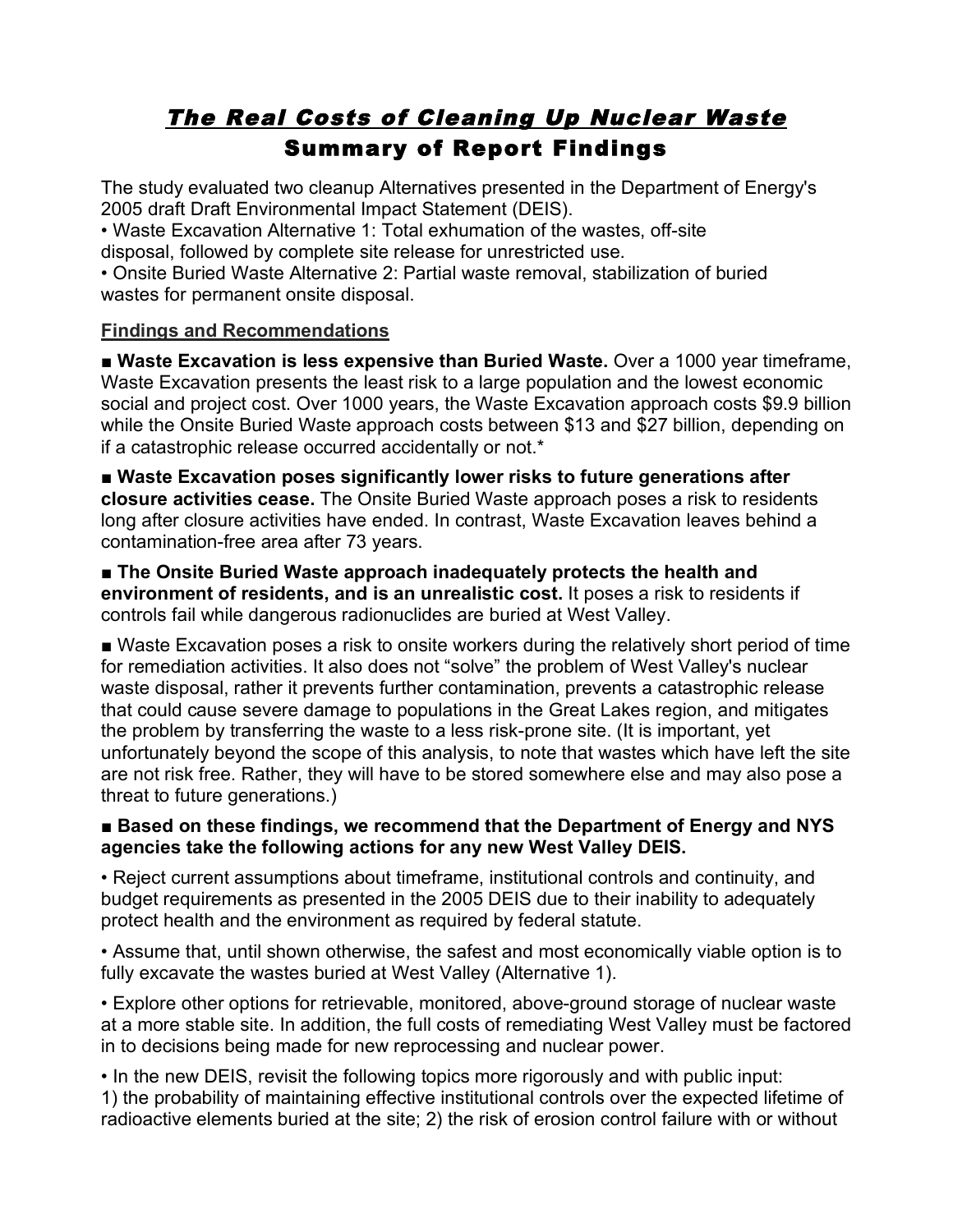# *The Real Costs of Cleaning Up Nuclear Waste*

## Summary of Report Findings

The study evaluated two cleanup Alternatives presented in the Department of Energy's 2005 draft Draft Environmental Impact Statement (DEIS).

- Waste Excavation Alternative 1: Total exhumation of the wastes, off-site disposal, followed by complete site release for unrestricted use.
- Onsite Buried Waste Alternative 2: Partial waste removal, stabilization of buried wastes for permanent onsite disposal.

**Findings and Recommendations**

■ **Waste Excavation is less expensive than Buried Waste.** Over a 1000 year timeframe, Waste Excavation presents the least risk to a large population and the lowest economic social and project cost. Over 1000 years, the Waste Excavation approach costs $9.9 billion while the Onsite Buried Waste approach costs between $13 and $27 billion, depending on if a catastrophic release occurred accidentally or not.*

■ **Waste Excavation poses significantly lower risks to future generations after closure activities cease.** The Onsite Buried Waste approach poses a risk to residents long after closure activities have ended. In contrast, Waste Excavation leaves behind a contamination-free area after 73 years.

■ **The Onsite Buried Waste approach inadequately protects the health and environment of residents, and is an unrealistic cost.** It poses a risk to residents if controls fail while dangerous radionuclides are buried at West Valley.

■ Waste Excavation poses a risk to onsite workers during the relatively short period of time for remediation activities. It also does not "solve" the problem of West Valley's nuclear waste disposal, rather it prevents further contamination, prevents a catastrophic release that could cause severe damage to populations in the Great Lakes region, and mitigates the problem by transferring the waste to a less risk-prone site. (It is important, yet unfortunately beyond the scope of this analysis, to note that wastes which have left the site are not risk free. Rather, they will have to be stored somewhere else and may also pose a threat to future generations.)

■ **Based on these findings, we recommend that the Department of Energy and NYS agencies take the following actions for any new West Valley DEIS.**

- Reject current assumptions about timeframe, institutional controls and continuity, and budget requirements as presented in the 2005 DEIS due to their inability to adequately protect health and the environment as required by federal statute.
- Assume that, until shown otherwise, the safest and most economically viable option is to fully excavate the wastes buried at West Valley (Alternative 1).
- Explore other options for retrievable, monitored, above-ground storage of nuclear waste at a more stable site. In addition, the full costs of remediating West Valley must be factored in to decisions being made for new reprocessing and nuclear power.
- In the new DEIS, revisit the following topics more rigorously and with public input: 1) the probability of maintaining effective institutional controls over the expected lifetime of radioactive elements buried at the site; 2) the risk of erosion control failure with or without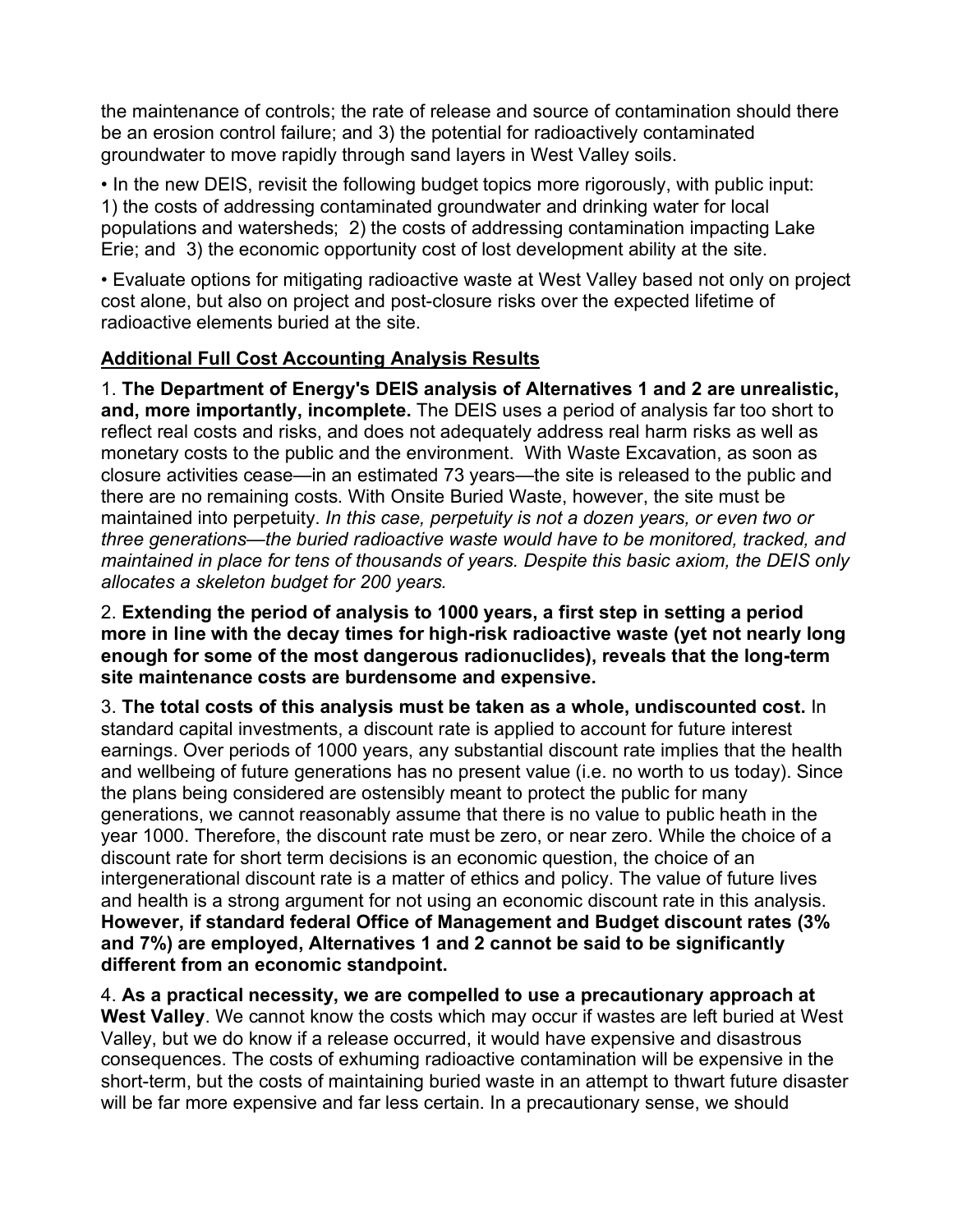the maintenance of controls; the rate of release and source of contamination should there be an erosion control failure; and 3) the potential for radioactively contaminated groundwater to move rapidly through sand layers in West Valley soils.

- In the new DEIS, revisit the following budget topics more rigorously, with public input: 1) the costs of addressing contaminated groundwater and drinking water for local populations and watersheds; 2) the costs of addressing contamination impacting Lake Erie; and 3) the economic opportunity cost of lost development ability at the site.
- Evaluate options for mitigating radioactive waste at West Valley based not only on project cost alone, but also on project and post-closure risks over the expected lifetime of radioactive elements buried at the site.

**Additional Full Cost Accounting Analysis Results**

1. **The Department of Energy's DEIS analysis of Alternatives 1 and 2 are unrealistic, and, more importantly, incomplete.** The DEIS uses a period of analysis far too short to reflect real costs and risks, and does not adequately address real harm risks as well as monetary costs to the public and the environment. With Waste Excavation, as soon as closure activities cease—in an estimated 73 years—the site is released to the public and there are no remaining costs. With Onsite Buried Waste, however, the site must be maintained into perpetuity. *In this case, perpetuity is not a dozen years, or even two or three generations—the buried radioactive waste would have to be monitored, tracked, and maintained in place for tens of thousands of years. Despite this basic axiom, the DEIS only allocates a skeleton budget for 200 years.*

2. **Extending the period of analysis to 1000 years, a first step in setting a period more in line with the decay times for high-risk radioactive waste (yet not nearly long enough for some of the most dangerous radionuclides), reveals that the long-term site maintenance costs are burdensome and expensive.**

3. **The total costs of this analysis must be taken as a whole, undiscounted cost.** In standard capital investments, a discount rate is applied to account for future interest earnings. Over periods of 1000 years, any substantial discount rate implies that the health and wellbeing of future generations has no present value (i.e. no worth to us today). Since the plans being considered are ostensibly meant to protect the public for many generations, we cannot reasonably assume that there is no value to public heath in the year 1000. Therefore, the discount rate must be zero, or near zero. While the choice of a discount rate for short term decisions is an economic question, the choice of an intergenerational discount rate is a matter of ethics and policy. The value of future lives and health is a strong argument for not using an economic discount rate in this analysis. **However, if standard federal Office of Management and Budget discount rates (3% and 7%) are employed, Alternatives 1 and 2 cannot be said to be significantly different from an economic standpoint.**

4. **As a practical necessity, we are compelled to use a precautionary approach at West Valley**. We cannot know the costs which may occur if wastes are left buried at West Valley, but we do know if a release occurred, it would have expensive and disastrous consequences. The costs of exhuming radioactive contamination will be expensive in the short-term, but the costs of maintaining buried waste in an attempt to thwart future disaster will be far more expensive and far less certain. In a precautionary sense, we should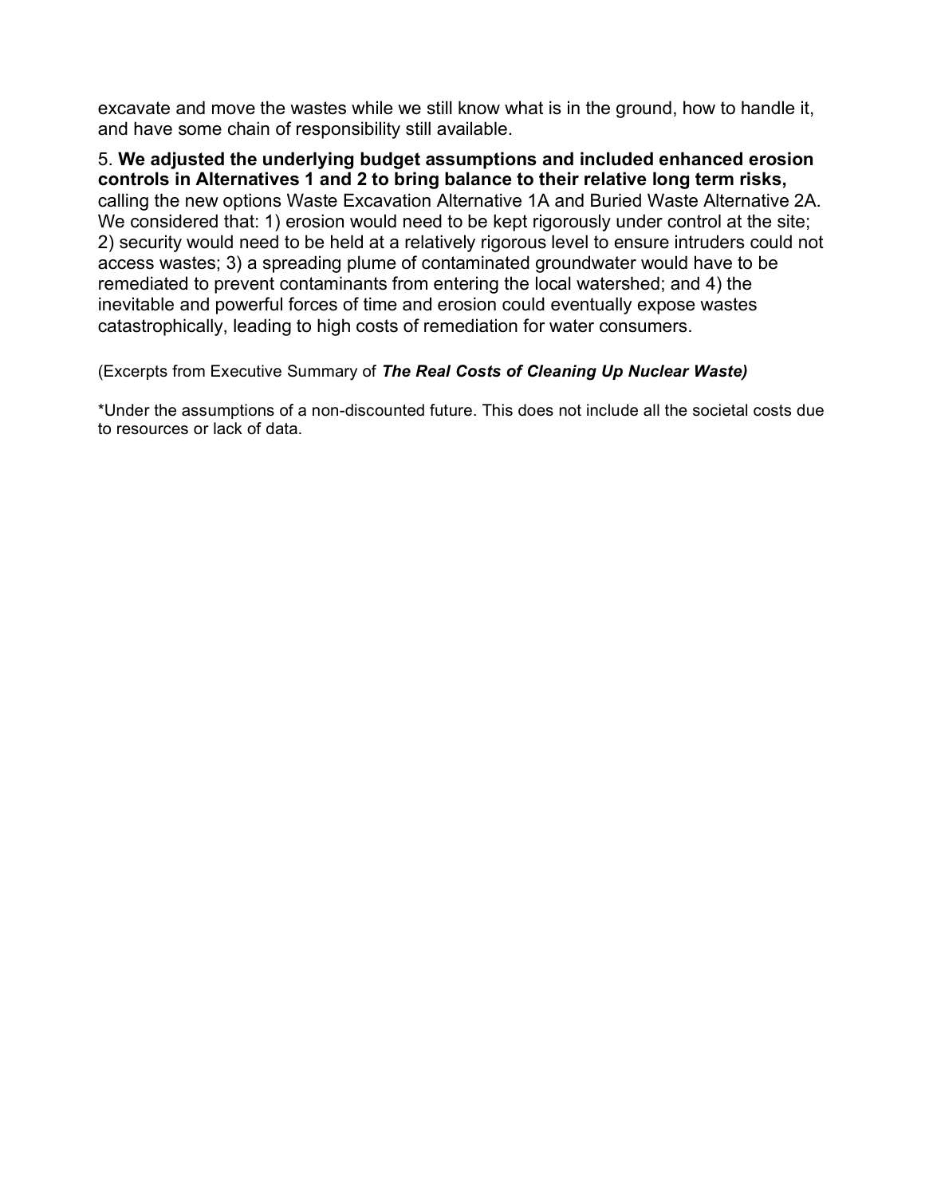excavate and move the wastes while we still know what is in the ground, how to handle it, and have some chain of responsibility still available.

5. **We adjusted the underlying budget assumptions and included enhanced erosion controls in Alternatives 1 and 2 to bring balance to their relative long term risks,** calling the new options Waste Excavation Alternative 1A and Buried Waste Alternative 2A. We considered that: 1) erosion would need to be kept rigorously under control at the site; 2) security would need to be held at a relatively rigorous level to ensure intruders could not access wastes; 3) a spreading plume of contaminated groundwater would have to be remediated to prevent contaminants from entering the local watershed; and 4) the inevitable and powerful forces of time and erosion could eventually expose wastes catastrophically, leading to high costs of remediation for water consumers.

(Excerpts from Executive Summary of ***The Real Costs of Cleaning Up Nuclear Waste)***

*Under the assumptions of a non-discounted future. This does not include all the societal costs due to resources or lack of data.